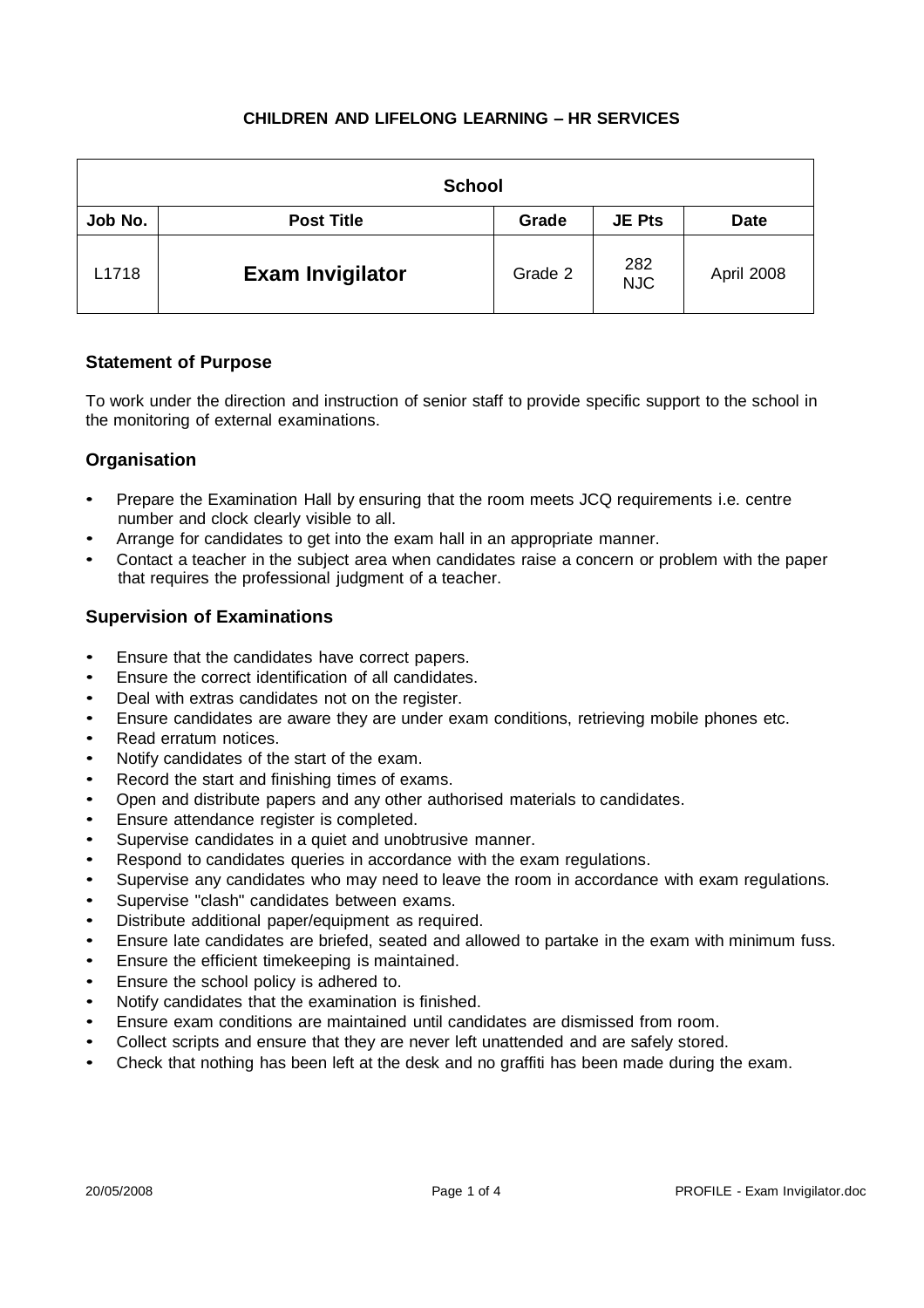**CHILDREN AND LIFELONG LEARNING – HR SERVICES**

| School | | | | |
|---|---|---|---|---|
| **Job No.** | **Post Title** | **Grade** | **JE Pts** | **Date** |
| L1718 | **Exam Invigilator** | Grade 2 | 282 NJC | April 2008 |

## Statement of Purpose

To work under the direction and instruction of senior staff to provide specific support to the school in the monitoring of external examinations.

## Organisation

- Prepare the Examination Hall by ensuring that the room meets JCQ requirements i.e. centre number and clock clearly visible to all.
- Arrange for candidates to get into the exam hall in an appropriate manner.
- Contact a teacher in the subject area when candidates raise a concern or problem with the paper that requires the professional judgment of a teacher.

## Supervision of Examinations

- Ensure that the candidates have correct papers.
- Ensure the correct identification of all candidates.
- Deal with extras candidates not on the register.
- Ensure candidates are aware they are under exam conditions, retrieving mobile phones etc.
- Read erratum notices.
- Notify candidates of the start of the exam.
- Record the start and finishing times of exams.
- Open and distribute papers and any other authorised materials to candidates.
- Ensure attendance register is completed.
- Supervise candidates in a quiet and unobtrusive manner.
- Respond to candidates queries in accordance with the exam regulations.
- Supervise any candidates who may need to leave the room in accordance with exam regulations.
- Supervise "clash" candidates between exams.
- Distribute additional paper/equipment as required.
- Ensure late candidates are briefed, seated and allowed to partake in the exam with minimum fuss.
- Ensure the efficient timekeeping is maintained.
- Ensure the school policy is adhered to.
- Notify candidates that the examination is finished.
- Ensure exam conditions are maintained until candidates are dismissed from room.
- Collect scripts and ensure that they are never left unattended and are safely stored.
- Check that nothing has been left at the desk and no graffiti has been made during the exam.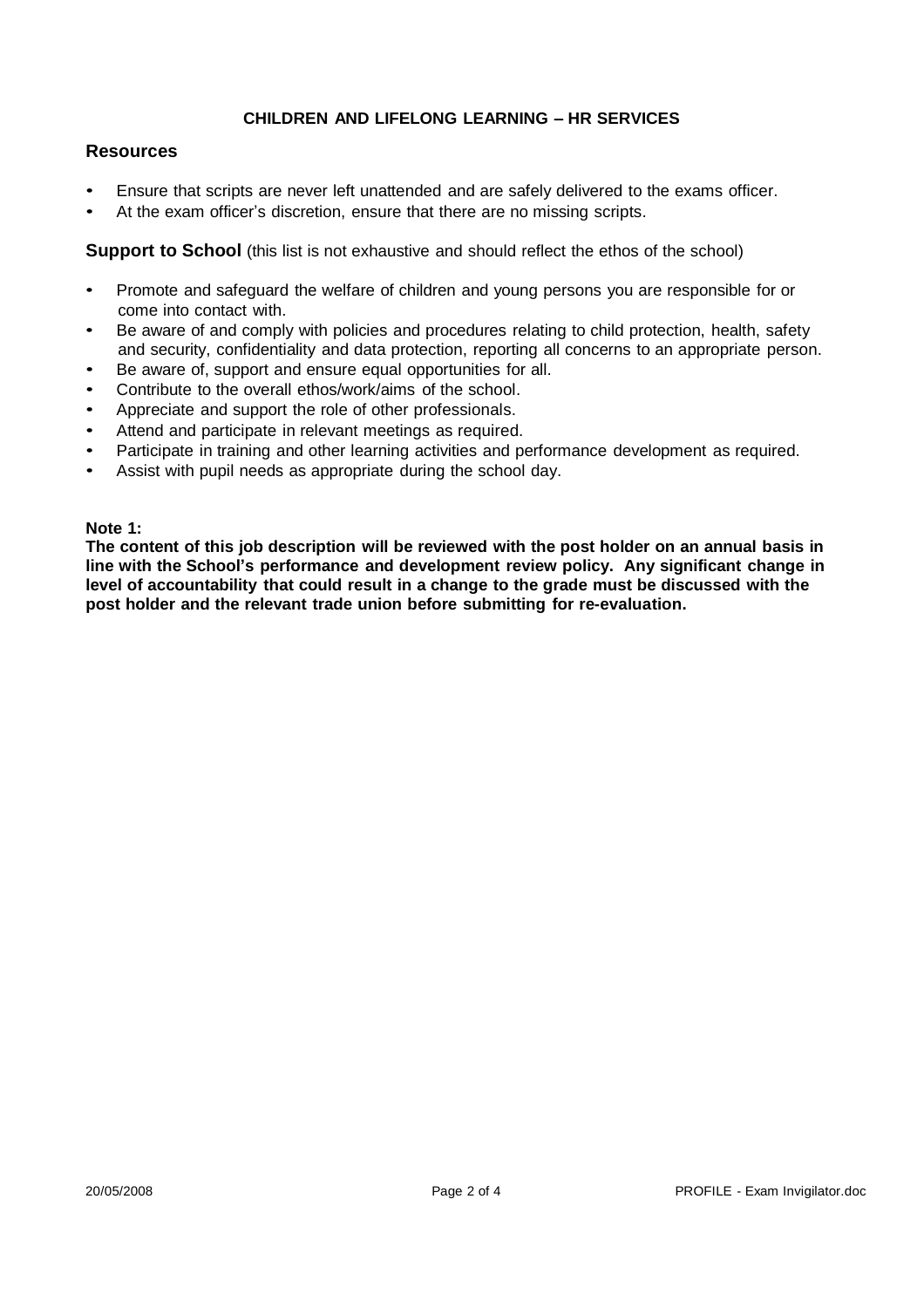## Resources

- Ensure that scripts are never left unattended and are safely delivered to the exams officer.
- At the exam officer's discretion, ensure that there are no missing scripts.

**Support to School** (this list is not exhaustive and should reflect the ethos of the school)

- Promote and safeguard the welfare of children and young persons you are responsible for or come into contact with.
- Be aware of and comply with policies and procedures relating to child protection, health, safety and security, confidentiality and data protection, reporting all concerns to an appropriate person.
- Be aware of, support and ensure equal opportunities for all.
- Contribute to the overall ethos/work/aims of the school.
- Appreciate and support the role of other professionals.
- Attend and participate in relevant meetings as required.
- Participate in training and other learning activities and performance development as required.
- Assist with pupil needs as appropriate during the school day.

**Note 1:**
**The content of this job description will be reviewed with the post holder on an annual basis in line with the School's performance and development review policy. Any significant change in level of accountability that could result in a change to the grade must be discussed with the post holder and the relevant trade union before submitting for re-evaluation.**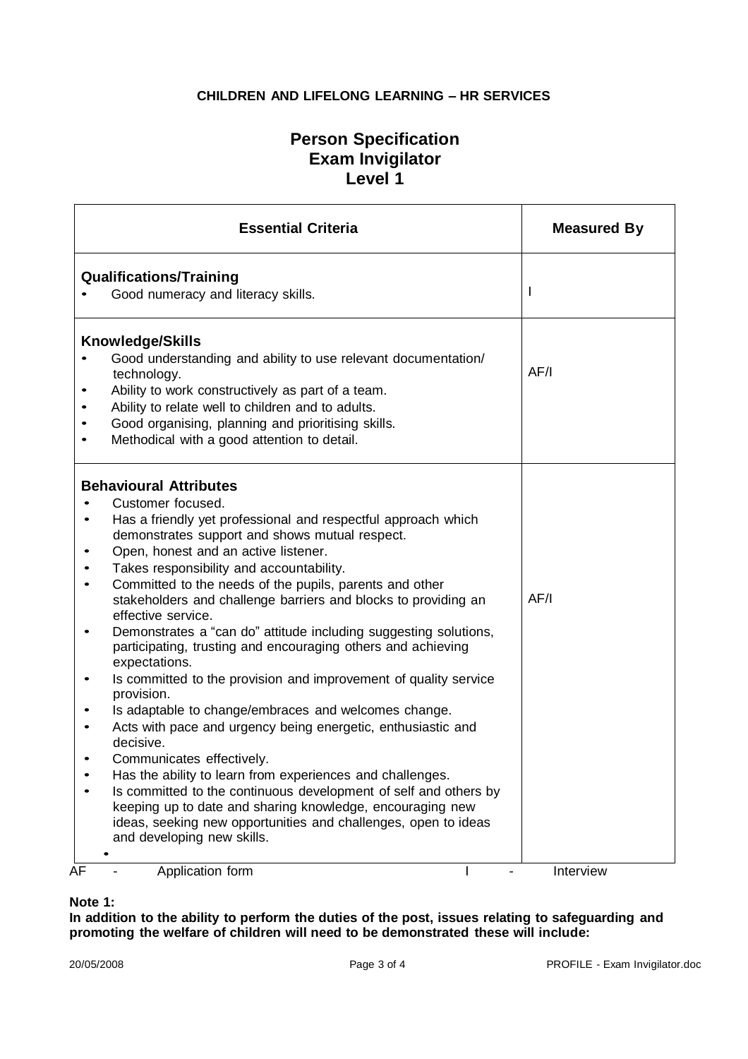**CHILDREN AND LIFELONG LEARNING – HR SERVICES**

# Person Specification
# Exam Invigilator
# Level 1

| Essential Criteria | Measured By |
|---|---|
| **Qualifications/Training**<br>• Good numeracy and literacy skills. | I |
| **Knowledge/Skills**<br>• Good understanding and ability to use relevant documentation/ technology.<br>• Ability to work constructively as part of a team.<br>• Ability to relate well to children and to adults.<br>• Good organising, planning and prioritising skills.<br>• Methodical with a good attention to detail. | AF/I |
| **Behavioural Attributes**<br>• Customer focused.<br>• Has a friendly yet professional and respectful approach which demonstrates support and shows mutual respect.<br>• Open, honest and an active listener.<br>• Takes responsibility and accountability.<br>• Committed to the needs of the pupils, parents and other stakeholders and challenge barriers and blocks to providing an effective service.<br>• Demonstrates a "can do" attitude including suggesting solutions, participating, trusting and encouraging others and achieving expectations.<br>• Is committed to the provision and improvement of quality service provision.<br>• Is adaptable to change/embraces and welcomes change.<br>• Acts with pace and urgency being energetic, enthusiastic and decisive.<br>• Communicates effectively.<br>• Has the ability to learn from experiences and challenges.<br>• Is committed to the continuous development of self and others by keeping up to date and sharing knowledge, encouraging new ideas, seeking new opportunities and challenges, open to ideas and developing new skills.<br>• | AF/I |

AF - Application form I - Interview

**Note 1:**
**In addition to the ability to perform the duties of the post, issues relating to safeguarding and promoting the welfare of children will need to be demonstrated these will include:**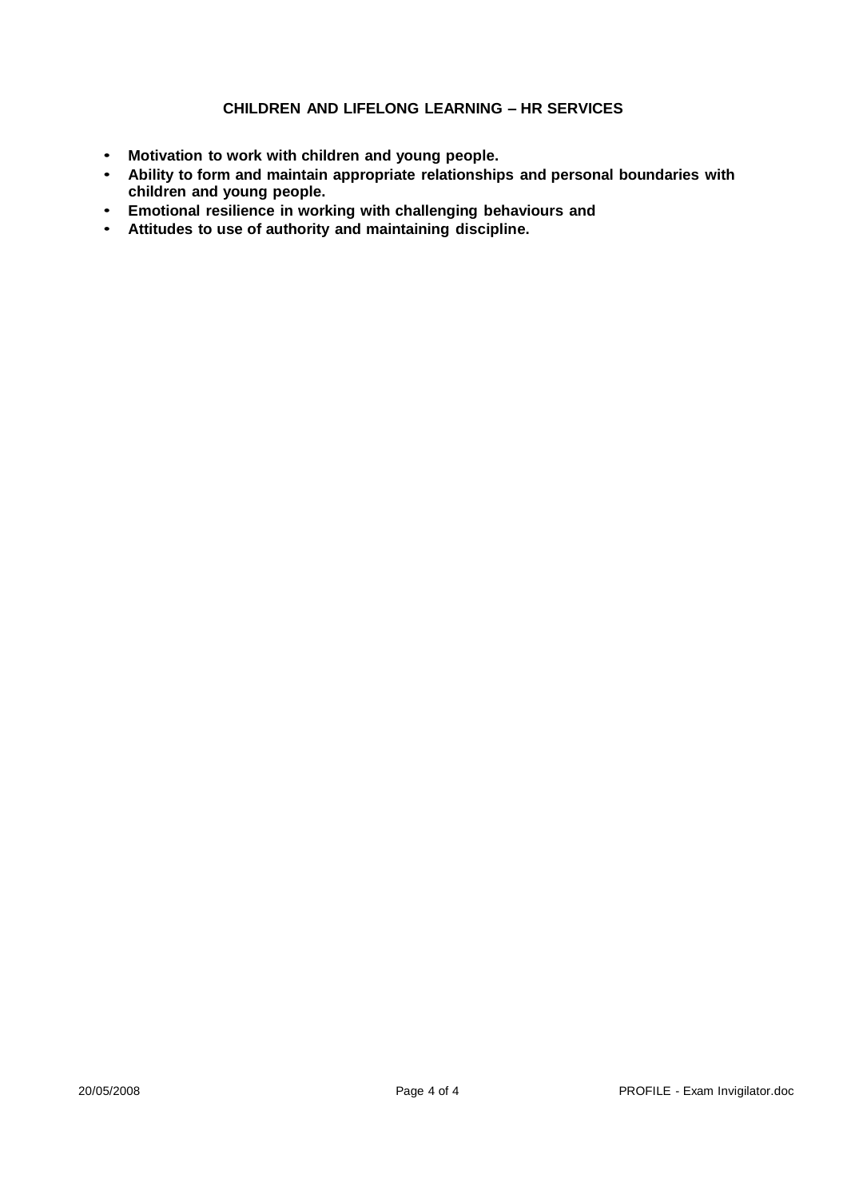**CHILDREN AND LIFELONG LEARNING – HR SERVICES**

- **Motivation to work with children and young people.**
- **Ability to form and maintain appropriate relationships and personal boundaries with children and young people.**
- **Emotional resilience in working with challenging behaviours and**
- **Attitudes to use of authority and maintaining discipline.**